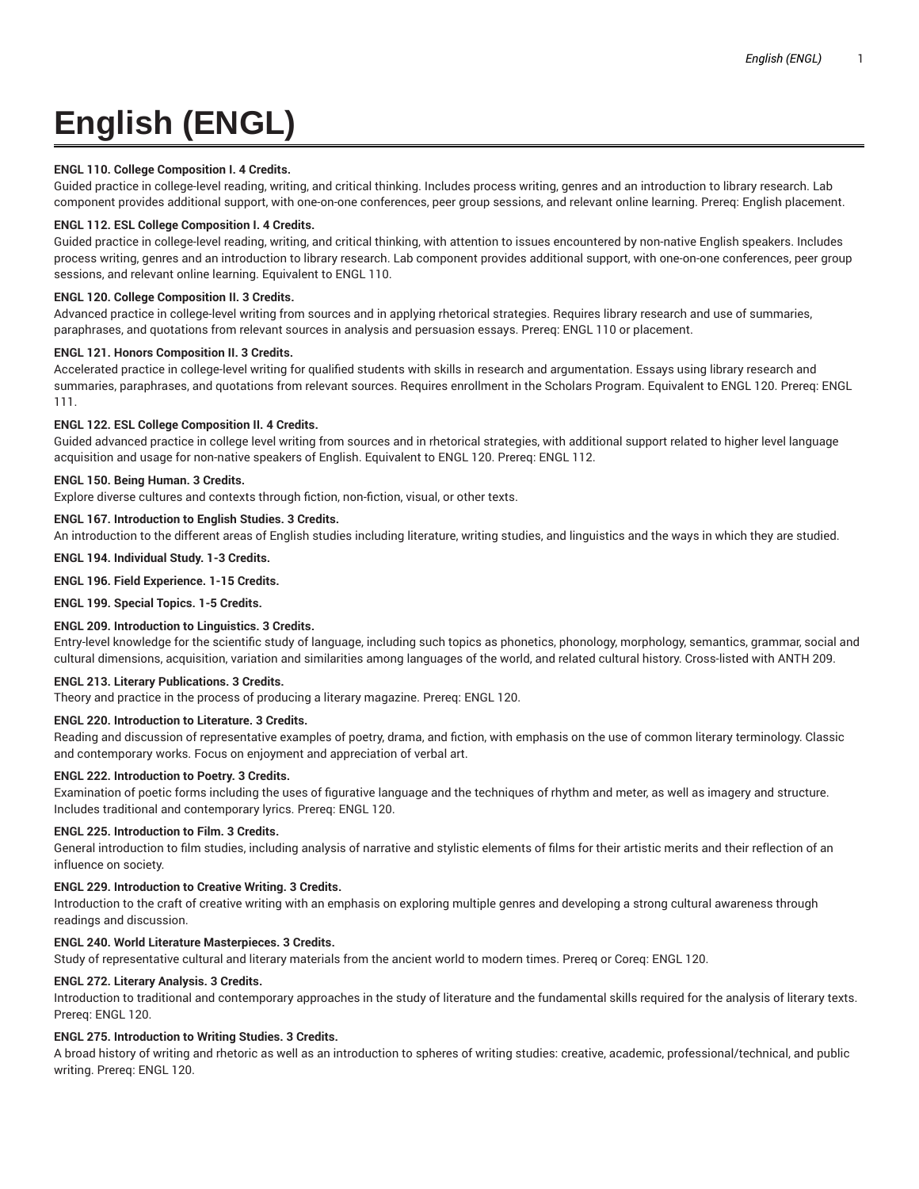# English (ENGL)

**ENGL 110. College Composition I. 4 Credits.**

Guided practice in college-level reading, writing, and critical thinking. Includes process writing, genres and an introduction to library research. Lab component provides additional support, with one-on-one conferences, peer group sessions, and relevant online learning. Prereq: English placement.

**ENGL 112. ESL College Composition I. 4 Credits.**

Guided practice in college-level reading, writing, and critical thinking, with attention to issues encountered by non-native English speakers. Includes process writing, genres and an introduction to library research. Lab component provides additional support, with one-on-one conferences, peer group sessions, and relevant online learning. Equivalent to ENGL 110.

**ENGL 120. College Composition II. 3 Credits.**

Advanced practice in college-level writing from sources and in applying rhetorical strategies. Requires library research and use of summaries, paraphrases, and quotations from relevant sources in analysis and persuasion essays. Prereq: ENGL 110 or placement.

**ENGL 121. Honors Composition II. 3 Credits.**

Accelerated practice in college-level writing for qualified students with skills in research and argumentation. Essays using library research and summaries, paraphrases, and quotations from relevant sources. Requires enrollment in the Scholars Program. Equivalent to ENGL 120. Prereq: ENGL 111.

**ENGL 122. ESL College Composition II. 4 Credits.**

Guided advanced practice in college level writing from sources and in rhetorical strategies, with additional support related to higher level language acquisition and usage for non-native speakers of English. Equivalent to ENGL 120. Prereq: ENGL 112.

**ENGL 150. Being Human. 3 Credits.**

Explore diverse cultures and contexts through fiction, non-fiction, visual, or other texts.

**ENGL 167. Introduction to English Studies. 3 Credits.**

An introduction to the different areas of English studies including literature, writing studies, and linguistics and the ways in which they are studied.

**ENGL 194. Individual Study. 1-3 Credits.**

**ENGL 196. Field Experience. 1-15 Credits.**

**ENGL 199. Special Topics. 1-5 Credits.**

**ENGL 209. Introduction to Linguistics. 3 Credits.**

Entry-level knowledge for the scientific study of language, including such topics as phonetics, phonology, morphology, semantics, grammar, social and cultural dimensions, acquisition, variation and similarities among languages of the world, and related cultural history. Cross-listed with ANTH 209.

**ENGL 213. Literary Publications. 3 Credits.**

Theory and practice in the process of producing a literary magazine. Prereq: ENGL 120.

**ENGL 220. Introduction to Literature. 3 Credits.**

Reading and discussion of representative examples of poetry, drama, and fiction, with emphasis on the use of common literary terminology. Classic and contemporary works. Focus on enjoyment and appreciation of verbal art.

**ENGL 222. Introduction to Poetry. 3 Credits.**

Examination of poetic forms including the uses of figurative language and the techniques of rhythm and meter, as well as imagery and structure. Includes traditional and contemporary lyrics. Prereq: ENGL 120.

**ENGL 225. Introduction to Film. 3 Credits.**

General introduction to film studies, including analysis of narrative and stylistic elements of films for their artistic merits and their reflection of an influence on society.

**ENGL 229. Introduction to Creative Writing. 3 Credits.**

Introduction to the craft of creative writing with an emphasis on exploring multiple genres and developing a strong cultural awareness through readings and discussion.

**ENGL 240. World Literature Masterpieces. 3 Credits.**

Study of representative cultural and literary materials from the ancient world to modern times. Prereq or Coreq: ENGL 120.

**ENGL 272. Literary Analysis. 3 Credits.**

Introduction to traditional and contemporary approaches in the study of literature and the fundamental skills required for the analysis of literary texts. Prereq: ENGL 120.

**ENGL 275. Introduction to Writing Studies. 3 Credits.**

A broad history of writing and rhetoric as well as an introduction to spheres of writing studies: creative, academic, professional/technical, and public writing. Prereq: ENGL 120.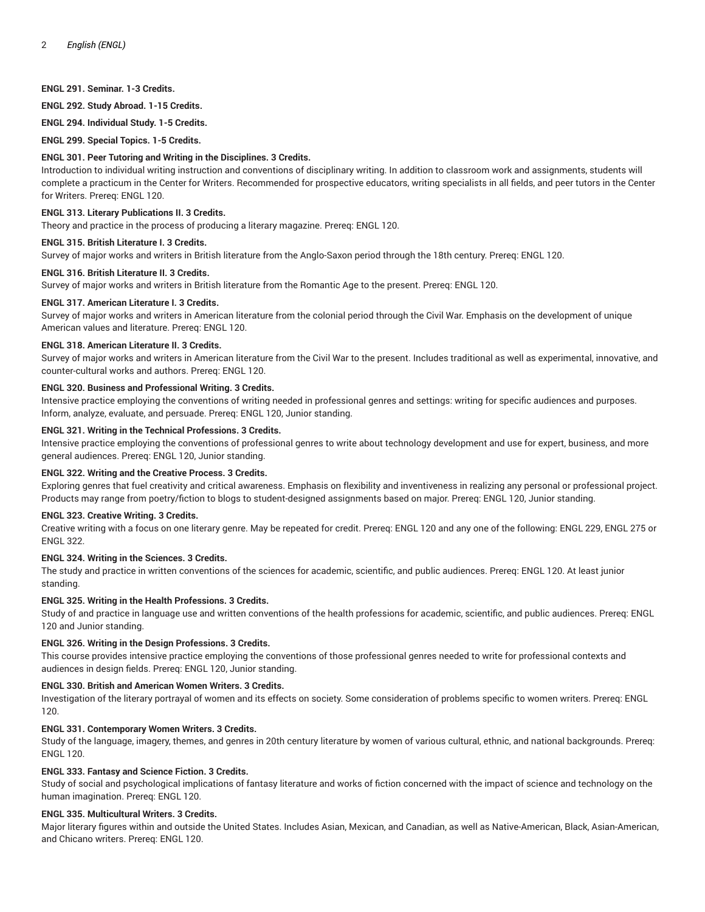**ENGL 291. Seminar. 1-3 Credits.**

**ENGL 292. Study Abroad. 1-15 Credits.**

**ENGL 294. Individual Study. 1-5 Credits.**

**ENGL 299. Special Topics. 1-5 Credits.**

**ENGL 301. Peer Tutoring and Writing in the Disciplines. 3 Credits.**
Introduction to individual writing instruction and conventions of disciplinary writing. In addition to classroom work and assignments, students will complete a practicum in the Center for Writers. Recommended for prospective educators, writing specialists in all fields, and peer tutors in the Center for Writers. Prereq: ENGL 120.

**ENGL 313. Literary Publications II. 3 Credits.**
Theory and practice in the process of producing a literary magazine. Prereq: ENGL 120.

**ENGL 315. British Literature I. 3 Credits.**
Survey of major works and writers in British literature from the Anglo-Saxon period through the 18th century. Prereq: ENGL 120.

**ENGL 316. British Literature II. 3 Credits.**
Survey of major works and writers in British literature from the Romantic Age to the present. Prereq: ENGL 120.

**ENGL 317. American Literature I. 3 Credits.**
Survey of major works and writers in American literature from the colonial period through the Civil War. Emphasis on the development of unique American values and literature. Prereq: ENGL 120.

**ENGL 318. American Literature II. 3 Credits.**
Survey of major works and writers in American literature from the Civil War to the present. Includes traditional as well as experimental, innovative, and counter-cultural works and authors. Prereq: ENGL 120.

**ENGL 320. Business and Professional Writing. 3 Credits.**
Intensive practice employing the conventions of writing needed in professional genres and settings: writing for specific audiences and purposes. Inform, analyze, evaluate, and persuade. Prereq: ENGL 120, Junior standing.

**ENGL 321. Writing in the Technical Professions. 3 Credits.**
Intensive practice employing the conventions of professional genres to write about technology development and use for expert, business, and more general audiences. Prereq: ENGL 120, Junior standing.

**ENGL 322. Writing and the Creative Process. 3 Credits.**
Exploring genres that fuel creativity and critical awareness. Emphasis on flexibility and inventiveness in realizing any personal or professional project. Products may range from poetry/fiction to blogs to student-designed assignments based on major. Prereq: ENGL 120, Junior standing.

**ENGL 323. Creative Writing. 3 Credits.**
Creative writing with a focus on one literary genre. May be repeated for credit. Prereq: ENGL 120 and any one of the following: ENGL 229, ENGL 275 or ENGL 322.

**ENGL 324. Writing in the Sciences. 3 Credits.**
The study and practice in written conventions of the sciences for academic, scientific, and public audiences. Prereq: ENGL 120. At least junior standing.

**ENGL 325. Writing in the Health Professions. 3 Credits.**
Study of and practice in language use and written conventions of the health professions for academic, scientific, and public audiences. Prereq: ENGL 120 and Junior standing.

**ENGL 326. Writing in the Design Professions. 3 Credits.**
This course provides intensive practice employing the conventions of those professional genres needed to write for professional contexts and audiences in design fields. Prereq: ENGL 120, Junior standing.

**ENGL 330. British and American Women Writers. 3 Credits.**
Investigation of the literary portrayal of women and its effects on society. Some consideration of problems specific to women writers. Prereq: ENGL 120.

**ENGL 331. Contemporary Women Writers. 3 Credits.**
Study of the language, imagery, themes, and genres in 20th century literature by women of various cultural, ethnic, and national backgrounds. Prereq: ENGL 120.

**ENGL 333. Fantasy and Science Fiction. 3 Credits.**
Study of social and psychological implications of fantasy literature and works of fiction concerned with the impact of science and technology on the human imagination. Prereq: ENGL 120.

**ENGL 335. Multicultural Writers. 3 Credits.**
Major literary figures within and outside the United States. Includes Asian, Mexican, and Canadian, as well as Native-American, Black, Asian-American, and Chicano writers. Prereq: ENGL 120.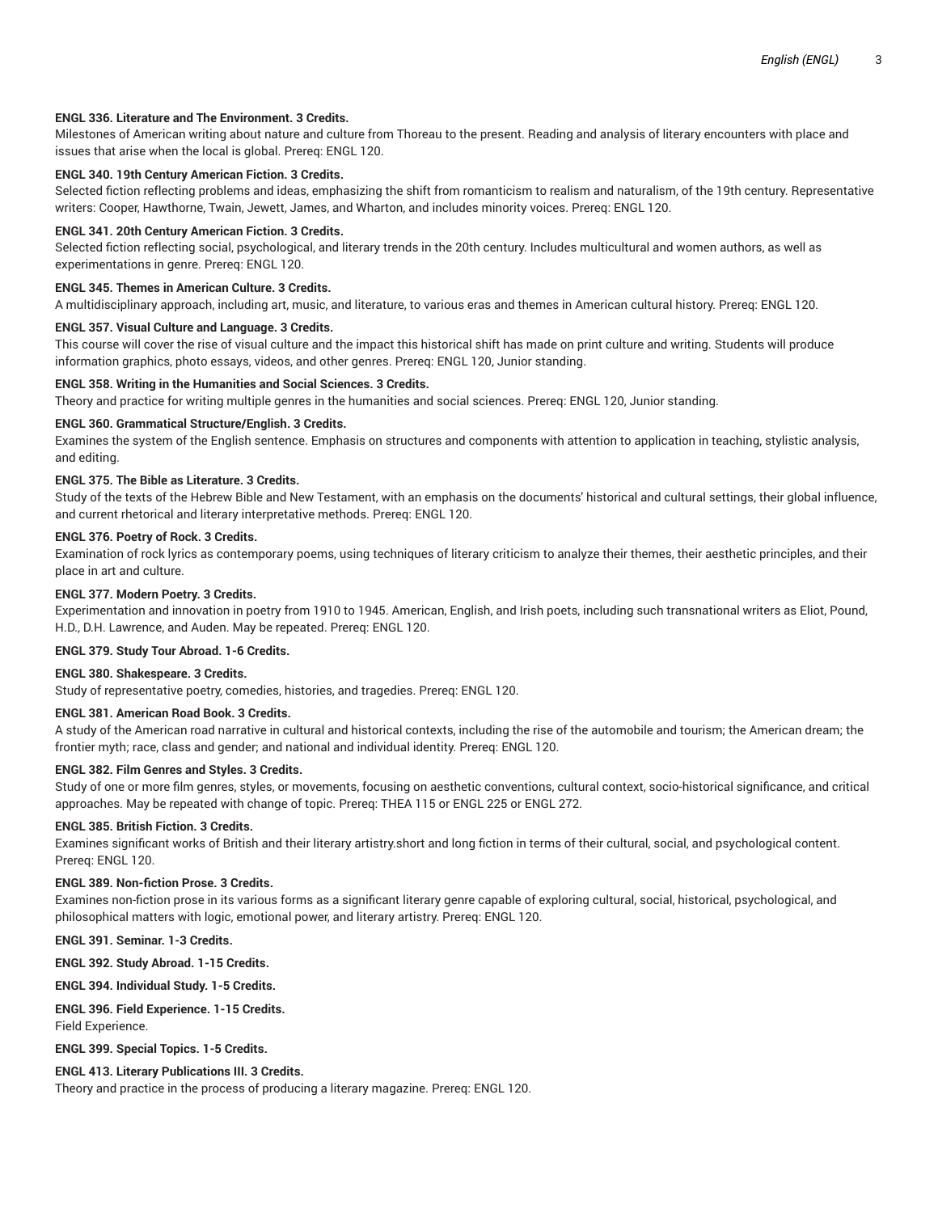**ENGL 336. Literature and The Environment. 3 Credits.**
Milestones of American writing about nature and culture from Thoreau to the present. Reading and analysis of literary encounters with place and issues that arise when the local is global. Prereq: ENGL 120.

**ENGL 340. 19th Century American Fiction. 3 Credits.**
Selected fiction reflecting problems and ideas, emphasizing the shift from romanticism to realism and naturalism, of the 19th century. Representative writers: Cooper, Hawthorne, Twain, Jewett, James, and Wharton, and includes minority voices. Prereq: ENGL 120.

**ENGL 341. 20th Century American Fiction. 3 Credits.**
Selected fiction reflecting social, psychological, and literary trends in the 20th century. Includes multicultural and women authors, as well as experimentations in genre. Prereq: ENGL 120.

**ENGL 345. Themes in American Culture. 3 Credits.**
A multidisciplinary approach, including art, music, and literature, to various eras and themes in American cultural history. Prereq: ENGL 120.

**ENGL 357. Visual Culture and Language. 3 Credits.**
This course will cover the rise of visual culture and the impact this historical shift has made on print culture and writing. Students will produce information graphics, photo essays, videos, and other genres. Prereq: ENGL 120, Junior standing.

**ENGL 358. Writing in the Humanities and Social Sciences. 3 Credits.**
Theory and practice for writing multiple genres in the humanities and social sciences. Prereq: ENGL 120, Junior standing.

**ENGL 360. Grammatical Structure/English. 3 Credits.**
Examines the system of the English sentence. Emphasis on structures and components with attention to application in teaching, stylistic analysis, and editing.

**ENGL 375. The Bible as Literature. 3 Credits.**
Study of the texts of the Hebrew Bible and New Testament, with an emphasis on the documents' historical and cultural settings, their global influence, and current rhetorical and literary interpretative methods. Prereq: ENGL 120.

**ENGL 376. Poetry of Rock. 3 Credits.**
Examination of rock lyrics as contemporary poems, using techniques of literary criticism to analyze their themes, their aesthetic principles, and their place in art and culture.

**ENGL 377. Modern Poetry. 3 Credits.**
Experimentation and innovation in poetry from 1910 to 1945. American, English, and Irish poets, including such transnational writers as Eliot, Pound, H.D., D.H. Lawrence, and Auden. May be repeated. Prereq: ENGL 120.

**ENGL 379. Study Tour Abroad. 1-6 Credits.**

**ENGL 380. Shakespeare. 3 Credits.**
Study of representative poetry, comedies, histories, and tragedies. Prereq: ENGL 120.

**ENGL 381. American Road Book. 3 Credits.**
A study of the American road narrative in cultural and historical contexts, including the rise of the automobile and tourism; the American dream; the frontier myth; race, class and gender; and national and individual identity. Prereq: ENGL 120.

**ENGL 382. Film Genres and Styles. 3 Credits.**
Study of one or more film genres, styles, or movements, focusing on aesthetic conventions, cultural context, socio-historical significance, and critical approaches. May be repeated with change of topic. Prereq: THEA 115 or ENGL 225 or ENGL 272.

**ENGL 385. British Fiction. 3 Credits.**
Examines significant works of British and their literary artistry.short and long fiction in terms of their cultural, social, and psychological content. Prereq: ENGL 120.

**ENGL 389. Non-fiction Prose. 3 Credits.**
Examines non-fiction prose in its various forms as a significant literary genre capable of exploring cultural, social, historical, psychological, and philosophical matters with logic, emotional power, and literary artistry. Prereq: ENGL 120.

**ENGL 391. Seminar. 1-3 Credits.**

**ENGL 392. Study Abroad. 1-15 Credits.**

**ENGL 394. Individual Study. 1-5 Credits.**

**ENGL 396. Field Experience. 1-15 Credits.**
Field Experience.

**ENGL 399. Special Topics. 1-5 Credits.**

**ENGL 413. Literary Publications III. 3 Credits.**
Theory and practice in the process of producing a literary magazine. Prereq: ENGL 120.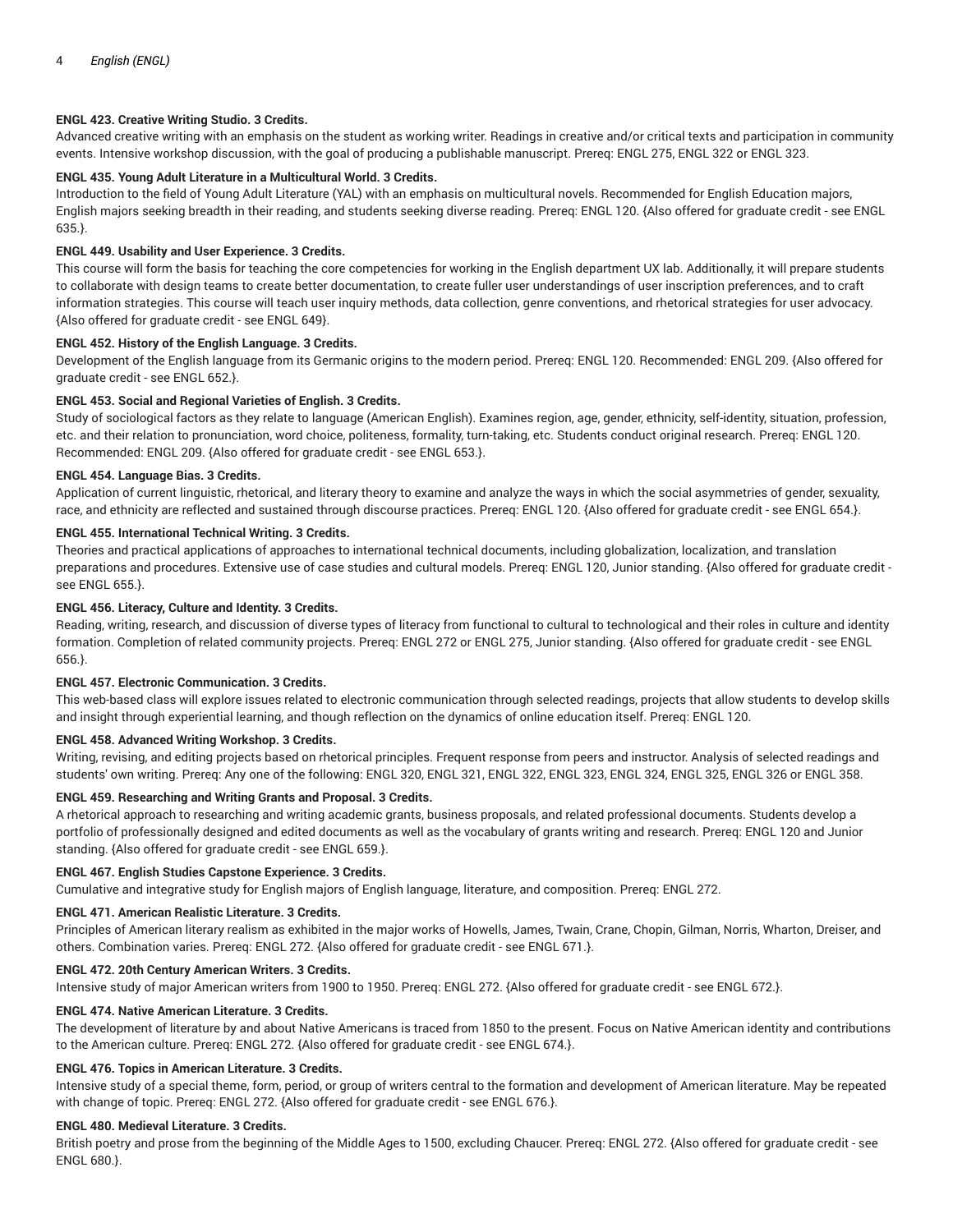**ENGL 423. Creative Writing Studio. 3 Credits.**
Advanced creative writing with an emphasis on the student as working writer. Readings in creative and/or critical texts and participation in community events. Intensive workshop discussion, with the goal of producing a publishable manuscript. Prereq: ENGL 275, ENGL 322 or ENGL 323.

**ENGL 435. Young Adult Literature in a Multicultural World. 3 Credits.**
Introduction to the field of Young Adult Literature (YAL) with an emphasis on multicultural novels. Recommended for English Education majors, English majors seeking breadth in their reading, and students seeking diverse reading. Prereq: ENGL 120. {Also offered for graduate credit - see ENGL 635.}.

**ENGL 449. Usability and User Experience. 3 Credits.**
This course will form the basis for teaching the core competencies for working in the English department UX lab. Additionally, it will prepare students to collaborate with design teams to create better documentation, to create fuller user understandings of user inscription preferences, and to craft information strategies. This course will teach user inquiry methods, data collection, genre conventions, and rhetorical strategies for user advocacy. {Also offered for graduate credit - see ENGL 649}.

**ENGL 452. History of the English Language. 3 Credits.**
Development of the English language from its Germanic origins to the modern period. Prereq: ENGL 120. Recommended: ENGL 209. {Also offered for graduate credit - see ENGL 652.}.

**ENGL 453. Social and Regional Varieties of English. 3 Credits.**
Study of sociological factors as they relate to language (American English). Examines region, age, gender, ethnicity, self-identity, situation, profession, etc. and their relation to pronunciation, word choice, politeness, formality, turn-taking, etc. Students conduct original research. Prereq: ENGL 120. Recommended: ENGL 209. {Also offered for graduate credit - see ENGL 653.}.

**ENGL 454. Language Bias. 3 Credits.**
Application of current linguistic, rhetorical, and literary theory to examine and analyze the ways in which the social asymmetries of gender, sexuality, race, and ethnicity are reflected and sustained through discourse practices. Prereq: ENGL 120. {Also offered for graduate credit - see ENGL 654.}.

**ENGL 455. International Technical Writing. 3 Credits.**
Theories and practical applications of approaches to international technical documents, including globalization, localization, and translation preparations and procedures. Extensive use of case studies and cultural models. Prereq: ENGL 120, Junior standing. {Also offered for graduate credit - see ENGL 655.}.

**ENGL 456. Literacy, Culture and Identity. 3 Credits.**
Reading, writing, research, and discussion of diverse types of literacy from functional to cultural to technological and their roles in culture and identity formation. Completion of related community projects. Prereq: ENGL 272 or ENGL 275, Junior standing. {Also offered for graduate credit - see ENGL 656.}.

**ENGL 457. Electronic Communication. 3 Credits.**
This web-based class will explore issues related to electronic communication through selected readings, projects that allow students to develop skills and insight through experiential learning, and though reflection on the dynamics of online education itself. Prereq: ENGL 120.

**ENGL 458. Advanced Writing Workshop. 3 Credits.**
Writing, revising, and editing projects based on rhetorical principles. Frequent response from peers and instructor. Analysis of selected readings and students' own writing. Prereq: Any one of the following: ENGL 320, ENGL 321, ENGL 322, ENGL 323, ENGL 324, ENGL 325, ENGL 326 or ENGL 358.

**ENGL 459. Researching and Writing Grants and Proposal. 3 Credits.**
A rhetorical approach to researching and writing academic grants, business proposals, and related professional documents. Students develop a portfolio of professionally designed and edited documents as well as the vocabulary of grants writing and research. Prereq: ENGL 120 and Junior standing. {Also offered for graduate credit - see ENGL 659.}.

**ENGL 467. English Studies Capstone Experience. 3 Credits.**
Cumulative and integrative study for English majors of English language, literature, and composition. Prereq: ENGL 272.

**ENGL 471. American Realistic Literature. 3 Credits.**
Principles of American literary realism as exhibited in the major works of Howells, James, Twain, Crane, Chopin, Gilman, Norris, Wharton, Dreiser, and others. Combination varies. Prereq: ENGL 272. {Also offered for graduate credit - see ENGL 671.}.

**ENGL 472. 20th Century American Writers. 3 Credits.**
Intensive study of major American writers from 1900 to 1950. Prereq: ENGL 272. {Also offered for graduate credit - see ENGL 672.}.

**ENGL 474. Native American Literature. 3 Credits.**
The development of literature by and about Native Americans is traced from 1850 to the present. Focus on Native American identity and contributions to the American culture. Prereq: ENGL 272. {Also offered for graduate credit - see ENGL 674.}.

**ENGL 476. Topics in American Literature. 3 Credits.**
Intensive study of a special theme, form, period, or group of writers central to the formation and development of American literature. May be repeated with change of topic. Prereq: ENGL 272. {Also offered for graduate credit - see ENGL 676.}.

**ENGL 480. Medieval Literature. 3 Credits.**
British poetry and prose from the beginning of the Middle Ages to 1500, excluding Chaucer. Prereq: ENGL 272. {Also offered for graduate credit - see ENGL 680.}.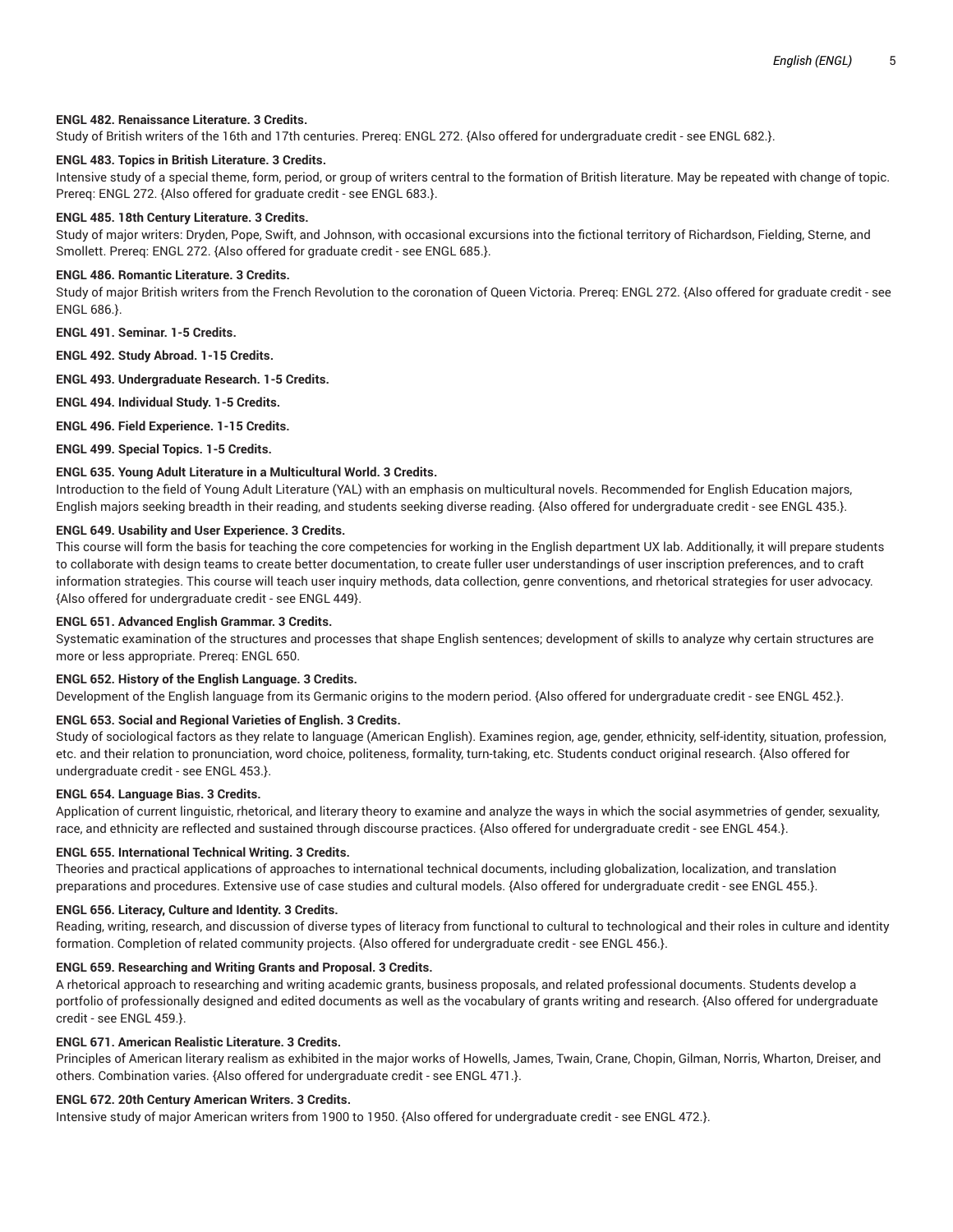**ENGL 482. Renaissance Literature. 3 Credits.**

Study of British writers of the 16th and 17th centuries. Prereq: ENGL 272. {Also offered for undergraduate credit - see ENGL 682.}.

**ENGL 483. Topics in British Literature. 3 Credits.**

Intensive study of a special theme, form, period, or group of writers central to the formation of British literature. May be repeated with change of topic. Prereq: ENGL 272. {Also offered for graduate credit - see ENGL 683.}.

**ENGL 485. 18th Century Literature. 3 Credits.**

Study of major writers: Dryden, Pope, Swift, and Johnson, with occasional excursions into the fictional territory of Richardson, Fielding, Sterne, and Smollett. Prereq: ENGL 272. {Also offered for graduate credit - see ENGL 685.}.

**ENGL 486. Romantic Literature. 3 Credits.**

Study of major British writers from the French Revolution to the coronation of Queen Victoria. Prereq: ENGL 272. {Also offered for graduate credit - see ENGL 686.}.

**ENGL 491. Seminar. 1-5 Credits.**

**ENGL 492. Study Abroad. 1-15 Credits.**

**ENGL 493. Undergraduate Research. 1-5 Credits.**

**ENGL 494. Individual Study. 1-5 Credits.**

**ENGL 496. Field Experience. 1-15 Credits.**

**ENGL 499. Special Topics. 1-5 Credits.**

**ENGL 635. Young Adult Literature in a Multicultural World. 3 Credits.**

Introduction to the field of Young Adult Literature (YAL) with an emphasis on multicultural novels. Recommended for English Education majors, English majors seeking breadth in their reading, and students seeking diverse reading. {Also offered for undergraduate credit - see ENGL 435.}.

**ENGL 649. Usability and User Experience. 3 Credits.**

This course will form the basis for teaching the core competencies for working in the English department UX lab. Additionally, it will prepare students to collaborate with design teams to create better documentation, to create fuller user understandings of user inscription preferences, and to craft information strategies. This course will teach user inquiry methods, data collection, genre conventions, and rhetorical strategies for user advocacy. {Also offered for undergraduate credit - see ENGL 449}.

**ENGL 651. Advanced English Grammar. 3 Credits.**

Systematic examination of the structures and processes that shape English sentences; development of skills to analyze why certain structures are more or less appropriate. Prereq: ENGL 650.

**ENGL 652. History of the English Language. 3 Credits.**

Development of the English language from its Germanic origins to the modern period. {Also offered for undergraduate credit - see ENGL 452.}.

**ENGL 653. Social and Regional Varieties of English. 3 Credits.**

Study of sociological factors as they relate to language (American English). Examines region, age, gender, ethnicity, self-identity, situation, profession, etc. and their relation to pronunciation, word choice, politeness, formality, turn-taking, etc. Students conduct original research. {Also offered for undergraduate credit - see ENGL 453.}.

**ENGL 654. Language Bias. 3 Credits.**

Application of current linguistic, rhetorical, and literary theory to examine and analyze the ways in which the social asymmetries of gender, sexuality, race, and ethnicity are reflected and sustained through discourse practices. {Also offered for undergraduate credit - see ENGL 454.}.

**ENGL 655. International Technical Writing. 3 Credits.**

Theories and practical applications of approaches to international technical documents, including globalization, localization, and translation preparations and procedures. Extensive use of case studies and cultural models. {Also offered for undergraduate credit - see ENGL 455.}.

**ENGL 656. Literacy, Culture and Identity. 3 Credits.**

Reading, writing, research, and discussion of diverse types of literacy from functional to cultural to technological and their roles in culture and identity formation. Completion of related community projects. {Also offered for undergraduate credit - see ENGL 456.}.

**ENGL 659. Researching and Writing Grants and Proposal. 3 Credits.**

A rhetorical approach to researching and writing academic grants, business proposals, and related professional documents. Students develop a portfolio of professionally designed and edited documents as well as the vocabulary of grants writing and research. {Also offered for undergraduate credit - see ENGL 459.}.

**ENGL 671. American Realistic Literature. 3 Credits.**

Principles of American literary realism as exhibited in the major works of Howells, James, Twain, Crane, Chopin, Gilman, Norris, Wharton, Dreiser, and others. Combination varies. {Also offered for undergraduate credit - see ENGL 471.}.

**ENGL 672. 20th Century American Writers. 3 Credits.**

Intensive study of major American writers from 1900 to 1950. {Also offered for undergraduate credit - see ENGL 472.}.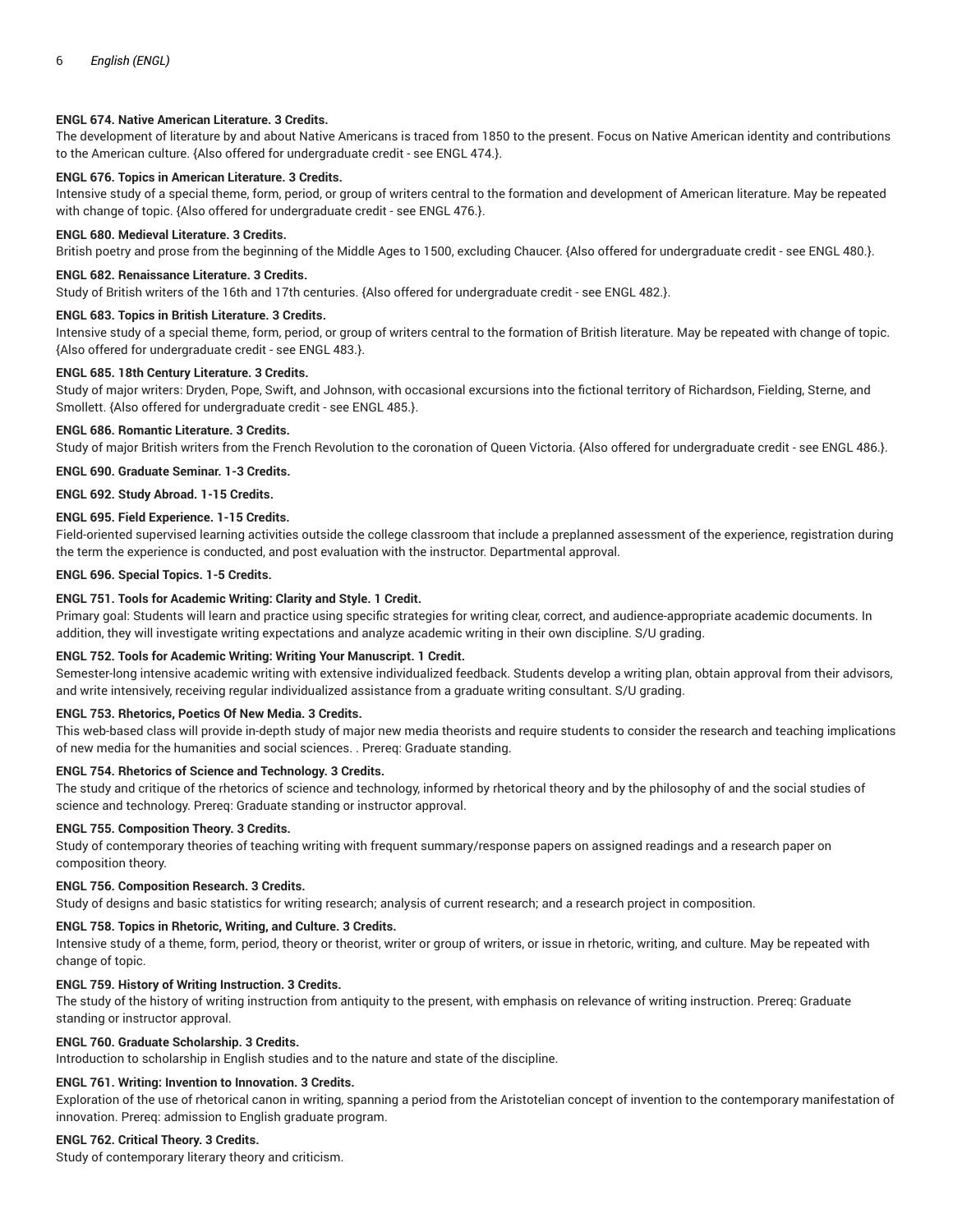**ENGL 674. Native American Literature. 3 Credits.**
The development of literature by and about Native Americans is traced from 1850 to the present. Focus on Native American identity and contributions to the American culture. {Also offered for undergraduate credit - see ENGL 474.}.

**ENGL 676. Topics in American Literature. 3 Credits.**
Intensive study of a special theme, form, period, or group of writers central to the formation and development of American literature. May be repeated with change of topic. {Also offered for undergraduate credit - see ENGL 476.}.

**ENGL 680. Medieval Literature. 3 Credits.**
British poetry and prose from the beginning of the Middle Ages to 1500, excluding Chaucer. {Also offered for undergraduate credit - see ENGL 480.}.

**ENGL 682. Renaissance Literature. 3 Credits.**
Study of British writers of the 16th and 17th centuries. {Also offered for undergraduate credit - see ENGL 482.}.

**ENGL 683. Topics in British Literature. 3 Credits.**
Intensive study of a special theme, form, period, or group of writers central to the formation of British literature. May be repeated with change of topic. {Also offered for undergraduate credit - see ENGL 483.}.

**ENGL 685. 18th Century Literature. 3 Credits.**
Study of major writers: Dryden, Pope, Swift, and Johnson, with occasional excursions into the fictional territory of Richardson, Fielding, Sterne, and Smollett. {Also offered for undergraduate credit - see ENGL 485.}.

**ENGL 686. Romantic Literature. 3 Credits.**
Study of major British writers from the French Revolution to the coronation of Queen Victoria. {Also offered for undergraduate credit - see ENGL 486.}.

**ENGL 690. Graduate Seminar. 1-3 Credits.**

**ENGL 692. Study Abroad. 1-15 Credits.**

**ENGL 695. Field Experience. 1-15 Credits.**
Field-oriented supervised learning activities outside the college classroom that include a preplanned assessment of the experience, registration during the term the experience is conducted, and post evaluation with the instructor. Departmental approval.

**ENGL 696. Special Topics. 1-5 Credits.**

**ENGL 751. Tools for Academic Writing: Clarity and Style. 1 Credit.**
Primary goal: Students will learn and practice using specific strategies for writing clear, correct, and audience-appropriate academic documents. In addition, they will investigate writing expectations and analyze academic writing in their own discipline. S/U grading.

**ENGL 752. Tools for Academic Writing: Writing Your Manuscript. 1 Credit.**
Semester-long intensive academic writing with extensive individualized feedback. Students develop a writing plan, obtain approval from their advisors, and write intensively, receiving regular individualized assistance from a graduate writing consultant. S/U grading.

**ENGL 753. Rhetorics, Poetics Of New Media. 3 Credits.**
This web-based class will provide in-depth study of major new media theorists and require students to consider the research and teaching implications of new media for the humanities and social sciences. . Prereq: Graduate standing.

**ENGL 754. Rhetorics of Science and Technology. 3 Credits.**
The study and critique of the rhetorics of science and technology, informed by rhetorical theory and by the philosophy of and the social studies of science and technology. Prereq: Graduate standing or instructor approval.

**ENGL 755. Composition Theory. 3 Credits.**
Study of contemporary theories of teaching writing with frequent summary/response papers on assigned readings and a research paper on composition theory.

**ENGL 756. Composition Research. 3 Credits.**
Study of designs and basic statistics for writing research; analysis of current research; and a research project in composition.

**ENGL 758. Topics in Rhetoric, Writing, and Culture. 3 Credits.**
Intensive study of a theme, form, period, theory or theorist, writer or group of writers, or issue in rhetoric, writing, and culture. May be repeated with change of topic.

**ENGL 759. History of Writing Instruction. 3 Credits.**
The study of the history of writing instruction from antiquity to the present, with emphasis on relevance of writing instruction. Prereq: Graduate standing or instructor approval.

**ENGL 760. Graduate Scholarship. 3 Credits.**
Introduction to scholarship in English studies and to the nature and state of the discipline.

**ENGL 761. Writing: Invention to Innovation. 3 Credits.**
Exploration of the use of rhetorical canon in writing, spanning a period from the Aristotelian concept of invention to the contemporary manifestation of innovation. Prereq: admission to English graduate program.

**ENGL 762. Critical Theory. 3 Credits.**
Study of contemporary literary theory and criticism.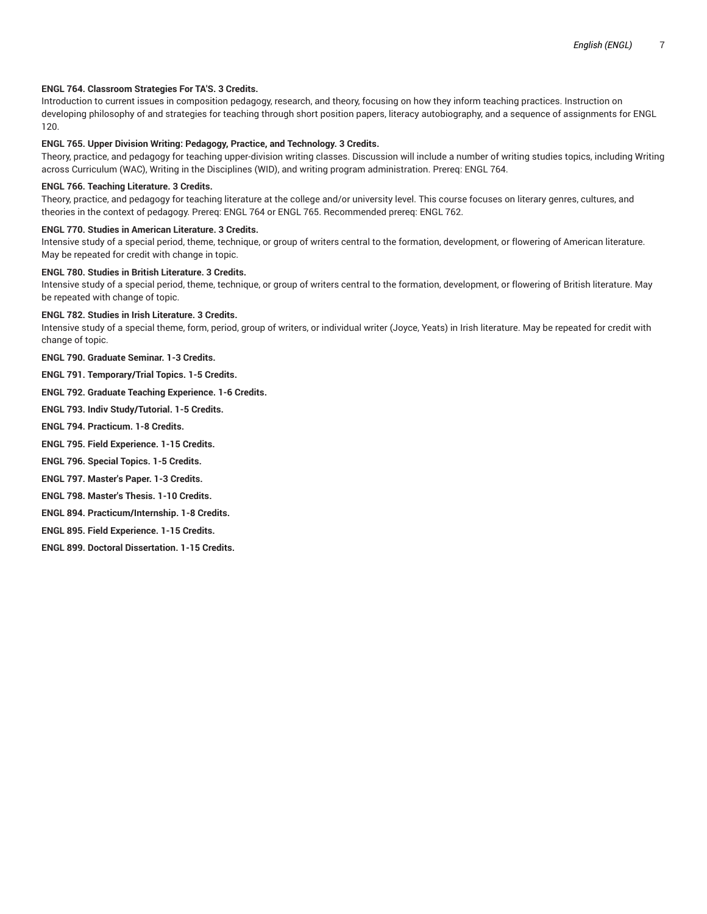**ENGL 764. Classroom Strategies For TA'S. 3 Credits.**
Introduction to current issues in composition pedagogy, research, and theory, focusing on how they inform teaching practices. Instruction on developing philosophy of and strategies for teaching through short position papers, literacy autobiography, and a sequence of assignments for ENGL 120.

**ENGL 765. Upper Division Writing: Pedagogy, Practice, and Technology. 3 Credits.**
Theory, practice, and pedagogy for teaching upper-division writing classes. Discussion will include a number of writing studies topics, including Writing across Curriculum (WAC), Writing in the Disciplines (WID), and writing program administration. Prereq: ENGL 764.

**ENGL 766. Teaching Literature. 3 Credits.**
Theory, practice, and pedagogy for teaching literature at the college and/or university level. This course focuses on literary genres, cultures, and theories in the context of pedagogy. Prereq: ENGL 764 or ENGL 765. Recommended prereq: ENGL 762.

**ENGL 770. Studies in American Literature. 3 Credits.**
Intensive study of a special period, theme, technique, or group of writers central to the formation, development, or flowering of American literature. May be repeated for credit with change in topic.

**ENGL 780. Studies in British Literature. 3 Credits.**
Intensive study of a special period, theme, technique, or group of writers central to the formation, development, or flowering of British literature. May be repeated with change of topic.

**ENGL 782. Studies in Irish Literature. 3 Credits.**
Intensive study of a special theme, form, period, group of writers, or individual writer (Joyce, Yeats) in Irish literature. May be repeated for credit with change of topic.

**ENGL 790. Graduate Seminar. 1-3 Credits.**

**ENGL 791. Temporary/Trial Topics. 1-5 Credits.**

**ENGL 792. Graduate Teaching Experience. 1-6 Credits.**

**ENGL 793. Indiv Study/Tutorial. 1-5 Credits.**

**ENGL 794. Practicum. 1-8 Credits.**

**ENGL 795. Field Experience. 1-15 Credits.**

**ENGL 796. Special Topics. 1-5 Credits.**

**ENGL 797. Master's Paper. 1-3 Credits.**

**ENGL 798. Master's Thesis. 1-10 Credits.**

**ENGL 894. Practicum/Internship. 1-8 Credits.**

**ENGL 895. Field Experience. 1-15 Credits.**

**ENGL 899. Doctoral Dissertation. 1-15 Credits.**